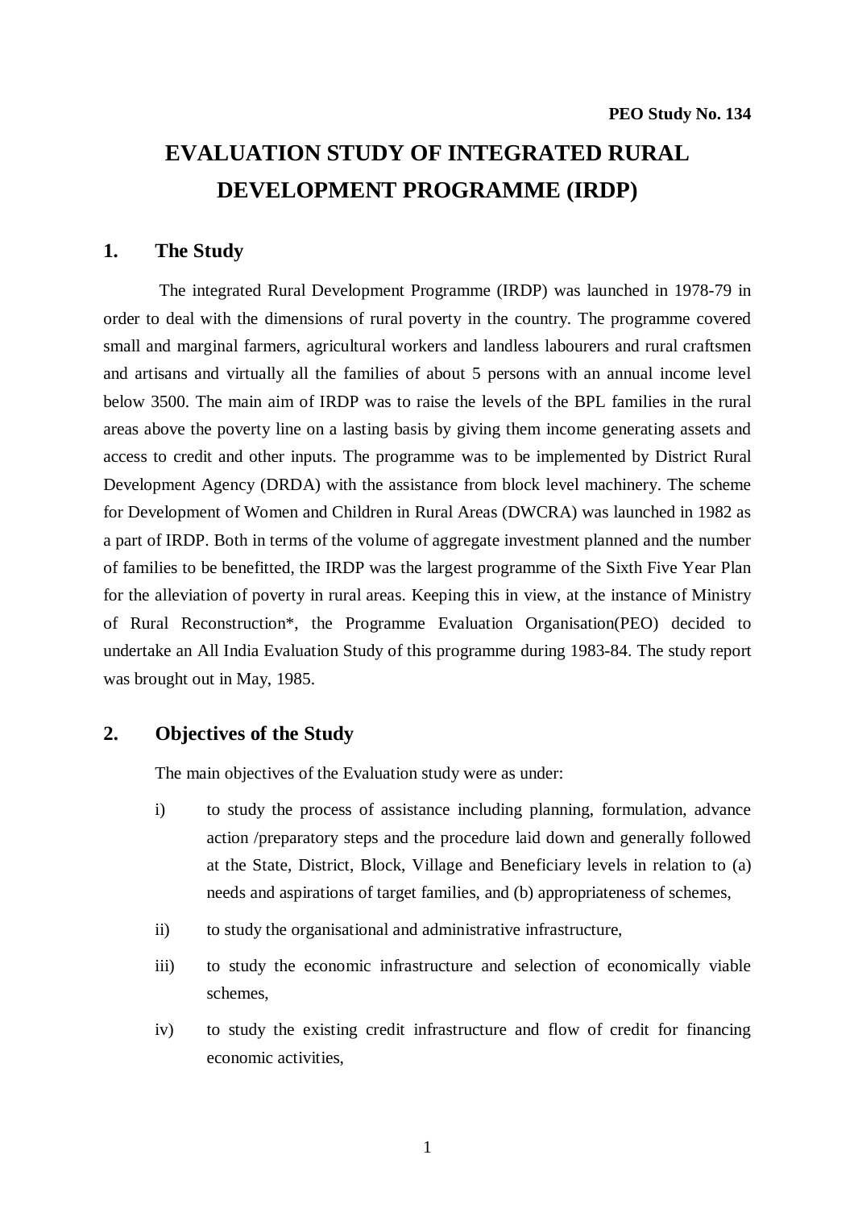**PEO Study No. 134**

# EVALUATION STUDY OF INTEGRATED RURAL DEVELOPMENT PROGRAMME (IRDP)

## 1. The Study

The integrated Rural Development Programme (IRDP) was launched in 1978-79 in order to deal with the dimensions of rural poverty in the country. The programme covered small and marginal farmers, agricultural workers and landless labourers and rural craftsmen and artisans and virtually all the families of about 5 persons with an annual income level below 3500. The main aim of IRDP was to raise the levels of the BPL families in the rural areas above the poverty line on a lasting basis by giving them income generating assets and access to credit and other inputs. The programme was to be implemented by District Rural Development Agency (DRDA) with the assistance from block level machinery. The scheme for Development of Women and Children in Rural Areas (DWCRA) was launched in 1982 as a part of IRDP. Both in terms of the volume of aggregate investment planned and the number of families to be benefitted, the IRDP was the largest programme of the Sixth Five Year Plan for the alleviation of poverty in rural areas. Keeping this in view, at the instance of Ministry of Rural Reconstruction*, the Programme Evaluation Organisation(PEO) decided to undertake an All India Evaluation Study of this programme during 1983-84. The study report was brought out in May, 1985.

## 2. Objectives of the Study

The main objectives of the Evaluation study were as under:

i) to study the process of assistance including planning, formulation, advance action /preparatory steps and the procedure laid down and generally followed at the State, District, Block, Village and Beneficiary levels in relation to (a) needs and aspirations of target families, and (b) appropriateness of schemes,

ii) to study the organisational and administrative infrastructure,

iii) to study the economic infrastructure and selection of economically viable schemes,

iv) to study the existing credit infrastructure and flow of credit for financing economic activities,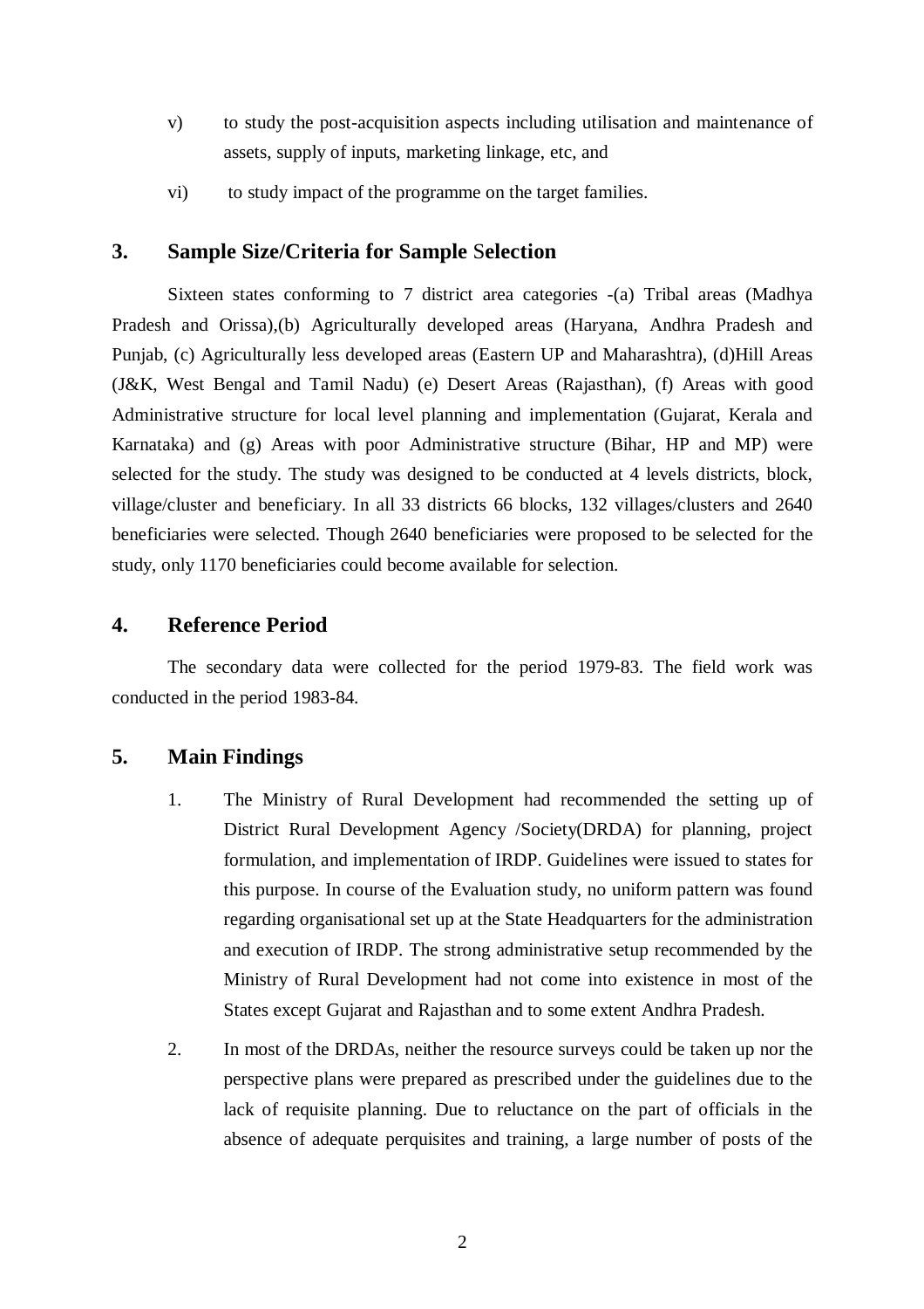v) to study the post-acquisition aspects including utilisation and maintenance of assets, supply of inputs, marketing linkage, etc, and

vi) to study impact of the programme on the target families.

## 3. Sample Size/Criteria for Sample Selection

Sixteen states conforming to 7 district area categories -(a) Tribal areas (Madhya Pradesh and Orissa),(b) Agriculturally developed areas (Haryana, Andhra Pradesh and Punjab, (c) Agriculturally less developed areas (Eastern UP and Maharashtra), (d)Hill Areas (J&K, West Bengal and Tamil Nadu) (e) Desert Areas (Rajasthan), (f) Areas with good Administrative structure for local level planning and implementation (Gujarat, Kerala and Karnataka) and (g) Areas with poor Administrative structure (Bihar, HP and MP) were selected for the study. The study was designed to be conducted at 4 levels districts, block, village/cluster and beneficiary. In all 33 districts 66 blocks, 132 villages/clusters and 2640 beneficiaries were selected. Though 2640 beneficiaries were proposed to be selected for the study, only 1170 beneficiaries could become available for selection.

## 4. Reference Period

The secondary data were collected for the period 1979-83. The field work was conducted in the period 1983-84.

## 5. Main Findings

1. The Ministry of Rural Development had recommended the setting up of District Rural Development Agency /Society(DRDA) for planning, project formulation, and implementation of IRDP. Guidelines were issued to states for this purpose. In course of the Evaluation study, no uniform pattern was found regarding organisational set up at the State Headquarters for the administration and execution of IRDP. The strong administrative setup recommended by the Ministry of Rural Development had not come into existence in most of the States except Gujarat and Rajasthan and to some extent Andhra Pradesh.

2. In most of the DRDAs, neither the resource surveys could be taken up nor the perspective plans were prepared as prescribed under the guidelines due to the lack of requisite planning. Due to reluctance on the part of officials in the absence of adequate perquisites and training, a large number of posts of the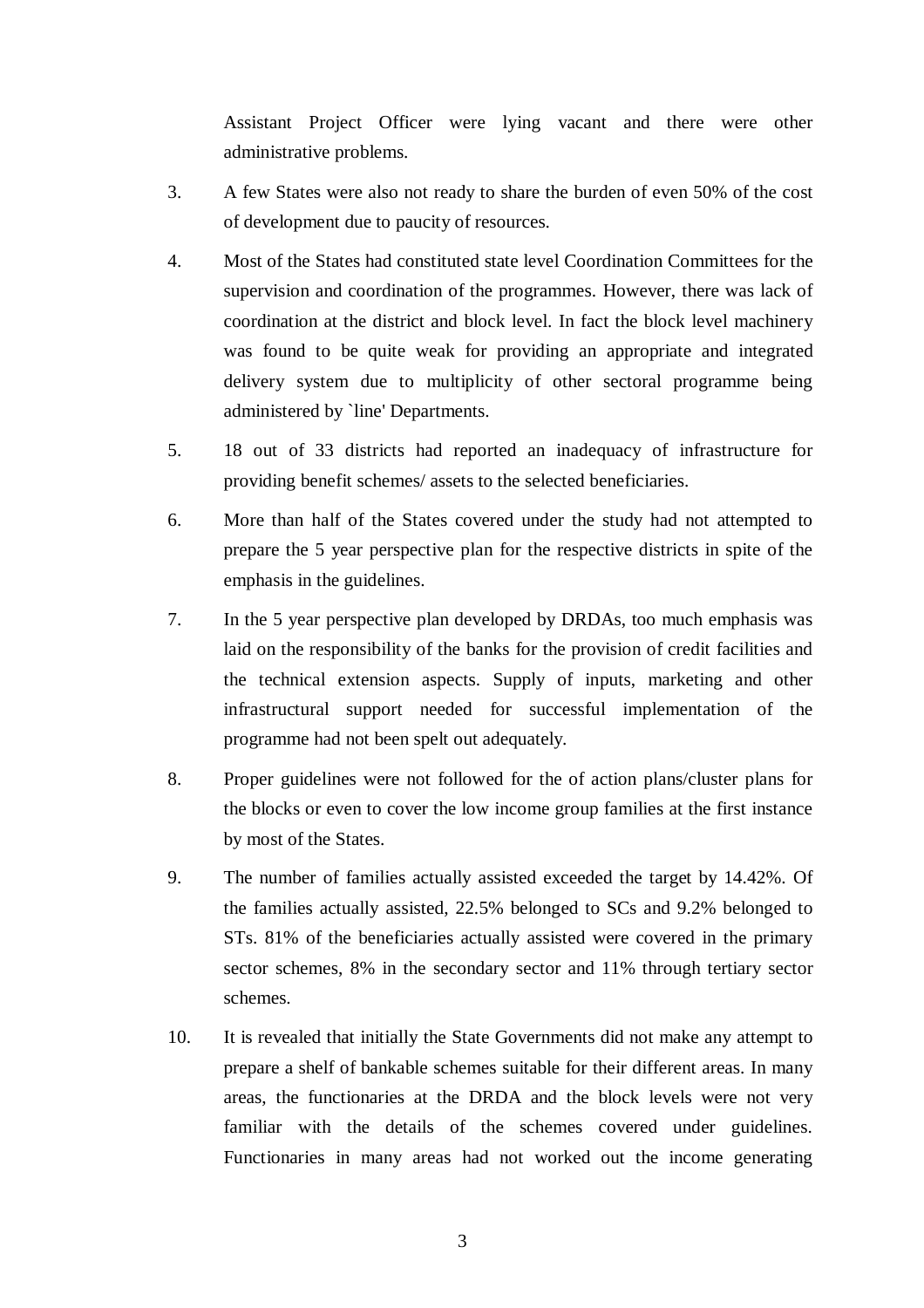Assistant Project Officer were lying vacant and there were other administrative problems.

3. A few States were also not ready to share the burden of even 50% of the cost of development due to paucity of resources.

4. Most of the States had constituted state level Coordination Committees for the supervision and coordination of the programmes. However, there was lack of coordination at the district and block level. In fact the block level machinery was found to be quite weak for providing an appropriate and integrated delivery system due to multiplicity of other sectoral programme being administered by `line' Departments.

5. 18 out of 33 districts had reported an inadequacy of infrastructure for providing benefit schemes/ assets to the selected beneficiaries.

6. More than half of the States covered under the study had not attempted to prepare the 5 year perspective plan for the respective districts in spite of the emphasis in the guidelines.

7. In the 5 year perspective plan developed by DRDAs, too much emphasis was laid on the responsibility of the banks for the provision of credit facilities and the technical extension aspects. Supply of inputs, marketing and other infrastructural support needed for successful implementation of the programme had not been spelt out adequately.

8. Proper guidelines were not followed for the of action plans/cluster plans for the blocks or even to cover the low income group families at the first instance by most of the States.

9. The number of families actually assisted exceeded the target by 14.42%. Of the families actually assisted, 22.5% belonged to SCs and 9.2% belonged to STs. 81% of the beneficiaries actually assisted were covered in the primary sector schemes, 8% in the secondary sector and 11% through tertiary sector schemes.

10. It is revealed that initially the State Governments did not make any attempt to prepare a shelf of bankable schemes suitable for their different areas. In many areas, the functionaries at the DRDA and the block levels were not very familiar with the details of the schemes covered under guidelines. Functionaries in many areas had not worked out the income generating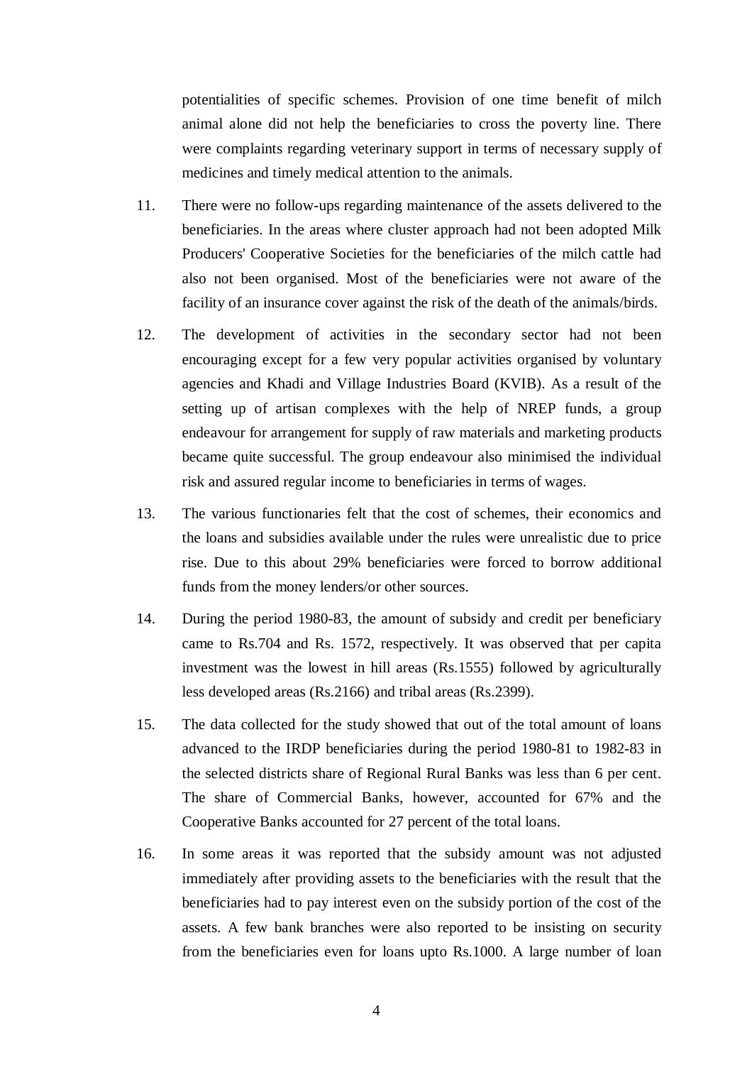potentialities of specific schemes. Provision of one time benefit of milch animal alone did not help the beneficiaries to cross the poverty line. There were complaints regarding veterinary support in terms of necessary supply of medicines and timely medical attention to the animals.

11. There were no follow-ups regarding maintenance of the assets delivered to the beneficiaries. In the areas where cluster approach had not been adopted Milk Producers' Cooperative Societies for the beneficiaries of the milch cattle had also not been organised. Most of the beneficiaries were not aware of the facility of an insurance cover against the risk of the death of the animals/birds.

12. The development of activities in the secondary sector had not been encouraging except for a few very popular activities organised by voluntary agencies and Khadi and Village Industries Board (KVIB). As a result of the setting up of artisan complexes with the help of NREP funds, a group endeavour for arrangement for supply of raw materials and marketing products became quite successful. The group endeavour also minimised the individual risk and assured regular income to beneficiaries in terms of wages.

13. The various functionaries felt that the cost of schemes, their economics and the loans and subsidies available under the rules were unrealistic due to price rise. Due to this about 29% beneficiaries were forced to borrow additional funds from the money lenders/or other sources.

14. During the period 1980-83, the amount of subsidy and credit per beneficiary came to Rs.704 and Rs. 1572, respectively. It was observed that per capita investment was the lowest in hill areas (Rs.1555) followed by agriculturally less developed areas (Rs.2166) and tribal areas (Rs.2399).

15. The data collected for the study showed that out of the total amount of loans advanced to the IRDP beneficiaries during the period 1980-81 to 1982-83 in the selected districts share of Regional Rural Banks was less than 6 per cent. The share of Commercial Banks, however, accounted for 67% and the Cooperative Banks accounted for 27 percent of the total loans.

16. In some areas it was reported that the subsidy amount was not adjusted immediately after providing assets to the beneficiaries with the result that the beneficiaries had to pay interest even on the subsidy portion of the cost of the assets. A few bank branches were also reported to be insisting on security from the beneficiaries even for loans upto Rs.1000. A large number of loan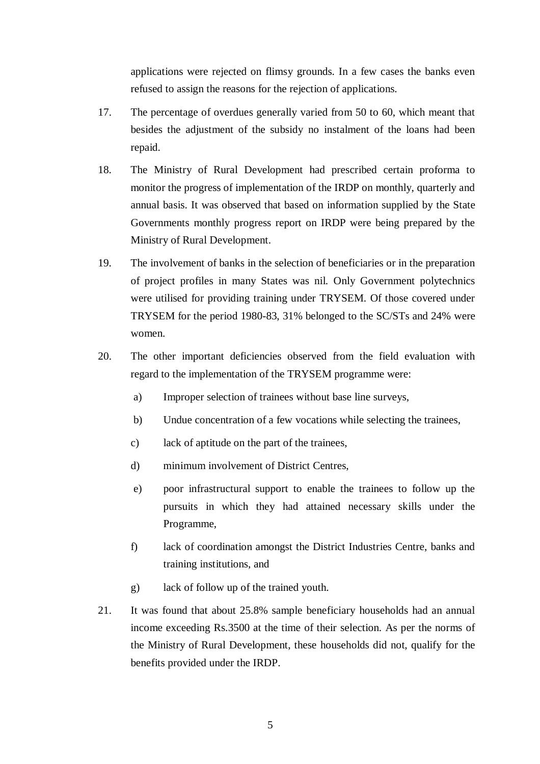applications were rejected on flimsy grounds. In a few cases the banks even refused to assign the reasons for the rejection of applications.

17. The percentage of overdues generally varied from 50 to 60, which meant that besides the adjustment of the subsidy no instalment of the loans had been repaid.

18. The Ministry of Rural Development had prescribed certain proforma to monitor the progress of implementation of the IRDP on monthly, quarterly and annual basis. It was observed that based on information supplied by the State Governments monthly progress report on IRDP were being prepared by the Ministry of Rural Development.

19. The involvement of banks in the selection of beneficiaries or in the preparation of project profiles in many States was nil. Only Government polytechnics were utilised for providing training under TRYSEM. Of those covered under TRYSEM for the period 1980-83, 31% belonged to the SC/STs and 24% were women.

20. The other important deficiencies observed from the field evaluation with regard to the implementation of the TRYSEM programme were:

    a) Improper selection of trainees without base line surveys,

    b) Undue concentration of a few vocations while selecting the trainees,

    c) lack of aptitude on the part of the trainees,

    d) minimum involvement of District Centres,

    e) poor infrastructural support to enable the trainees to follow up the pursuits in which they had attained necessary skills under the Programme,

    f) lack of coordination amongst the District Industries Centre, banks and training institutions, and

    g) lack of follow up of the trained youth.

21. It was found that about 25.8% sample beneficiary households had an annual income exceeding Rs.3500 at the time of their selection. As per the norms of the Ministry of Rural Development, these households did not, qualify for the benefits provided under the IRDP.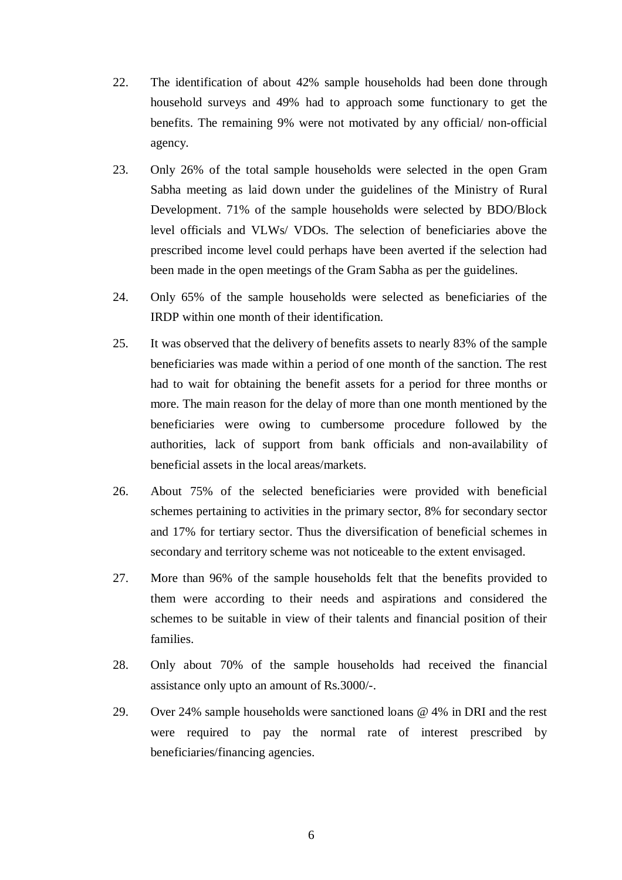22. The identification of about 42% sample households had been done through household surveys and 49% had to approach some functionary to get the benefits. The remaining 9% were not motivated by any official/ non-official agency.

23. Only 26% of the total sample households were selected in the open Gram Sabha meeting as laid down under the guidelines of the Ministry of Rural Development. 71% of the sample households were selected by BDO/Block level officials and VLWs/ VDOs. The selection of beneficiaries above the prescribed income level could perhaps have been averted if the selection had been made in the open meetings of the Gram Sabha as per the guidelines.

24. Only 65% of the sample households were selected as beneficiaries of the IRDP within one month of their identification.

25. It was observed that the delivery of benefits assets to nearly 83% of the sample beneficiaries was made within a period of one month of the sanction. The rest had to wait for obtaining the benefit assets for a period for three months or more. The main reason for the delay of more than one month mentioned by the beneficiaries were owing to cumbersome procedure followed by the authorities, lack of support from bank officials and non-availability of beneficial assets in the local areas/markets.

26. About 75% of the selected beneficiaries were provided with beneficial schemes pertaining to activities in the primary sector, 8% for secondary sector and 17% for tertiary sector. Thus the diversification of beneficial schemes in secondary and territory scheme was not noticeable to the extent envisaged.

27. More than 96% of the sample households felt that the benefits provided to them were according to their needs and aspirations and considered the schemes to be suitable in view of their talents and financial position of their families.

28. Only about 70% of the sample households had received the financial assistance only upto an amount of Rs.3000/-.

29. Over 24% sample households were sanctioned loans @ 4% in DRI and the rest were required to pay the normal rate of interest prescribed by beneficiaries/financing agencies.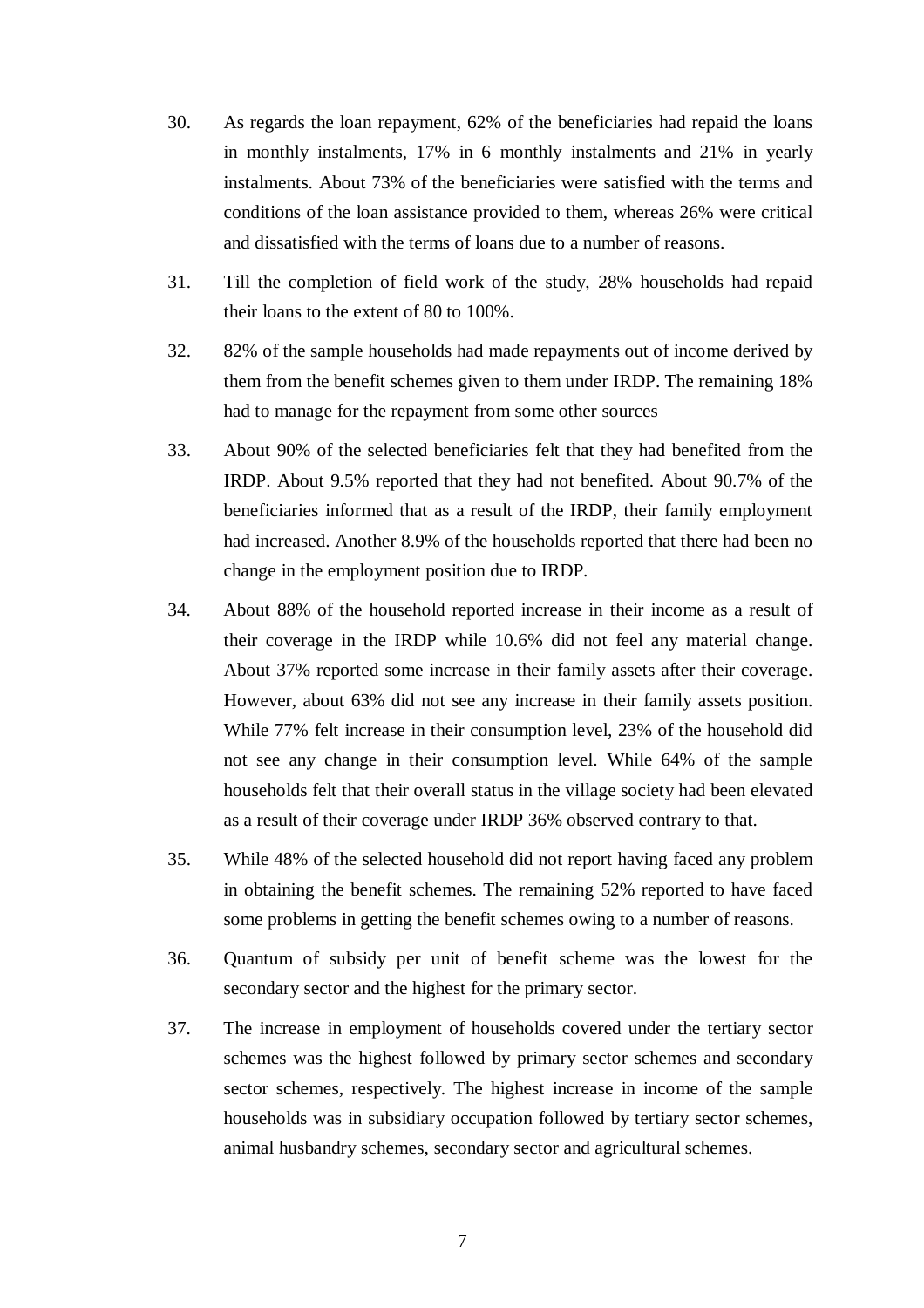30. As regards the loan repayment, 62% of the beneficiaries had repaid the loans in monthly instalments, 17% in 6 monthly instalments and 21% in yearly instalments. About 73% of the beneficiaries were satisfied with the terms and conditions of the loan assistance provided to them, whereas 26% were critical and dissatisfied with the terms of loans due to a number of reasons.

31. Till the completion of field work of the study, 28% households had repaid their loans to the extent of 80 to 100%.

32. 82% of the sample households had made repayments out of income derived by them from the benefit schemes given to them under IRDP. The remaining 18% had to manage for the repayment from some other sources

33. About 90% of the selected beneficiaries felt that they had benefited from the IRDP. About 9.5% reported that they had not benefited. About 90.7% of the beneficiaries informed that as a result of the IRDP, their family employment had increased. Another 8.9% of the households reported that there had been no change in the employment position due to IRDP.

34. About 88% of the household reported increase in their income as a result of their coverage in the IRDP while 10.6% did not feel any material change. About 37% reported some increase in their family assets after their coverage. However, about 63% did not see any increase in their family assets position. While 77% felt increase in their consumption level, 23% of the household did not see any change in their consumption level. While 64% of the sample households felt that their overall status in the village society had been elevated as a result of their coverage under IRDP 36% observed contrary to that.

35. While 48% of the selected household did not report having faced any problem in obtaining the benefit schemes. The remaining 52% reported to have faced some problems in getting the benefit schemes owing to a number of reasons.

36. Quantum of subsidy per unit of benefit scheme was the lowest for the secondary sector and the highest for the primary sector.

37. The increase in employment of households covered under the tertiary sector schemes was the highest followed by primary sector schemes and secondary sector schemes, respectively. The highest increase in income of the sample households was in subsidiary occupation followed by tertiary sector schemes, animal husbandry schemes, secondary sector and agricultural schemes.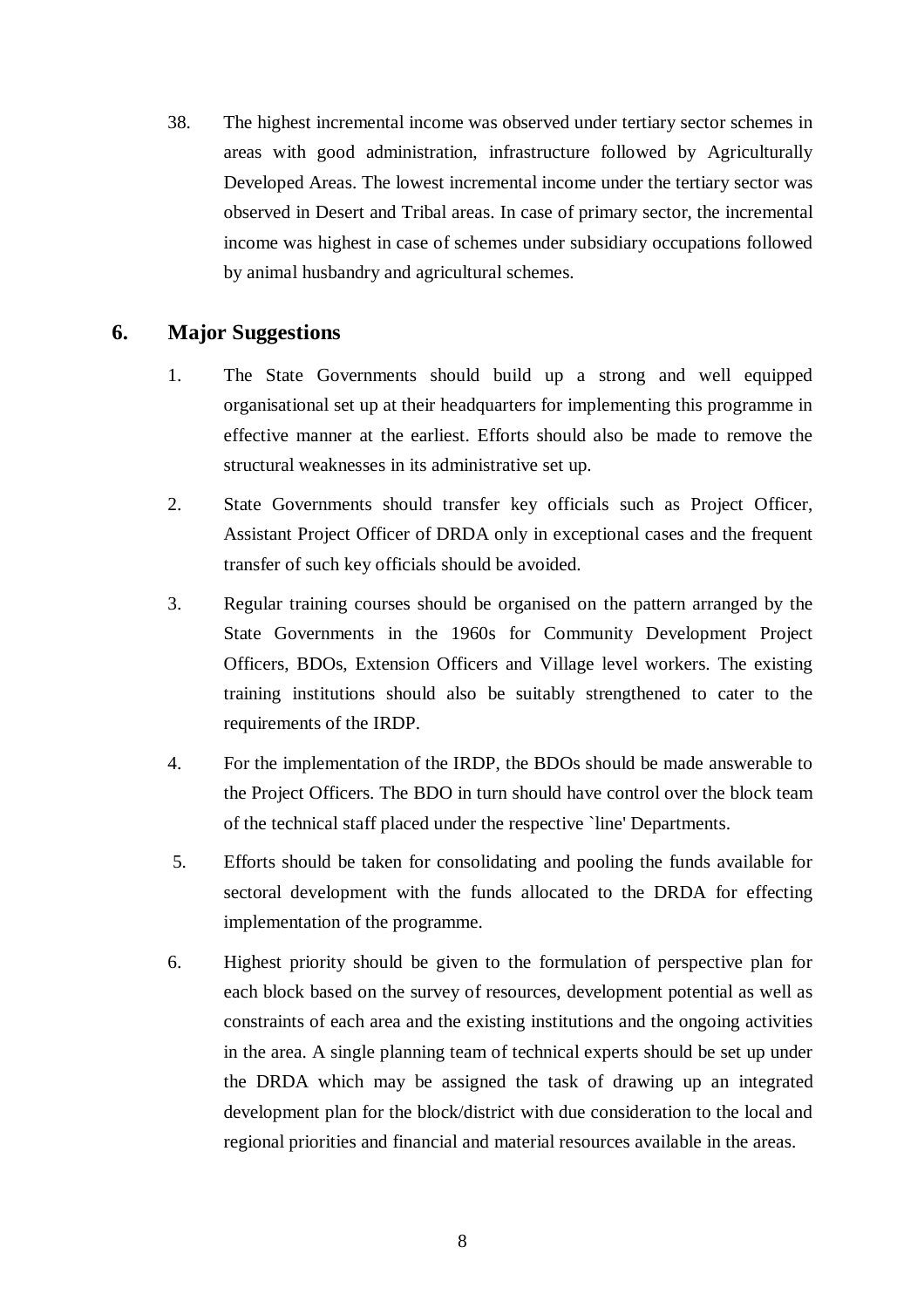38. The highest incremental income was observed under tertiary sector schemes in areas with good administration, infrastructure followed by Agriculturally Developed Areas. The lowest incremental income under the tertiary sector was observed in Desert and Tribal areas. In case of primary sector, the incremental income was highest in case of schemes under subsidiary occupations followed by animal husbandry and agricultural schemes.

## 6. Major Suggestions

1. The State Governments should build up a strong and well equipped organisational set up at their headquarters for implementing this programme in effective manner at the earliest. Efforts should also be made to remove the structural weaknesses in its administrative set up.

2. State Governments should transfer key officials such as Project Officer, Assistant Project Officer of DRDA only in exceptional cases and the frequent transfer of such key officials should be avoided.

3. Regular training courses should be organised on the pattern arranged by the State Governments in the 1960s for Community Development Project Officers, BDOs, Extension Officers and Village level workers. The existing training institutions should also be suitably strengthened to cater to the requirements of the IRDP.

4. For the implementation of the IRDP, the BDOs should be made answerable to the Project Officers. The BDO in turn should have control over the block team of the technical staff placed under the respective `line' Departments.

5. Efforts should be taken for consolidating and pooling the funds available for sectoral development with the funds allocated to the DRDA for effecting implementation of the programme.

6. Highest priority should be given to the formulation of perspective plan for each block based on the survey of resources, development potential as well as constraints of each area and the existing institutions and the ongoing activities in the area. A single planning team of technical experts should be set up under the DRDA which may be assigned the task of drawing up an integrated development plan for the block/district with due consideration to the local and regional priorities and financial and material resources available in the areas.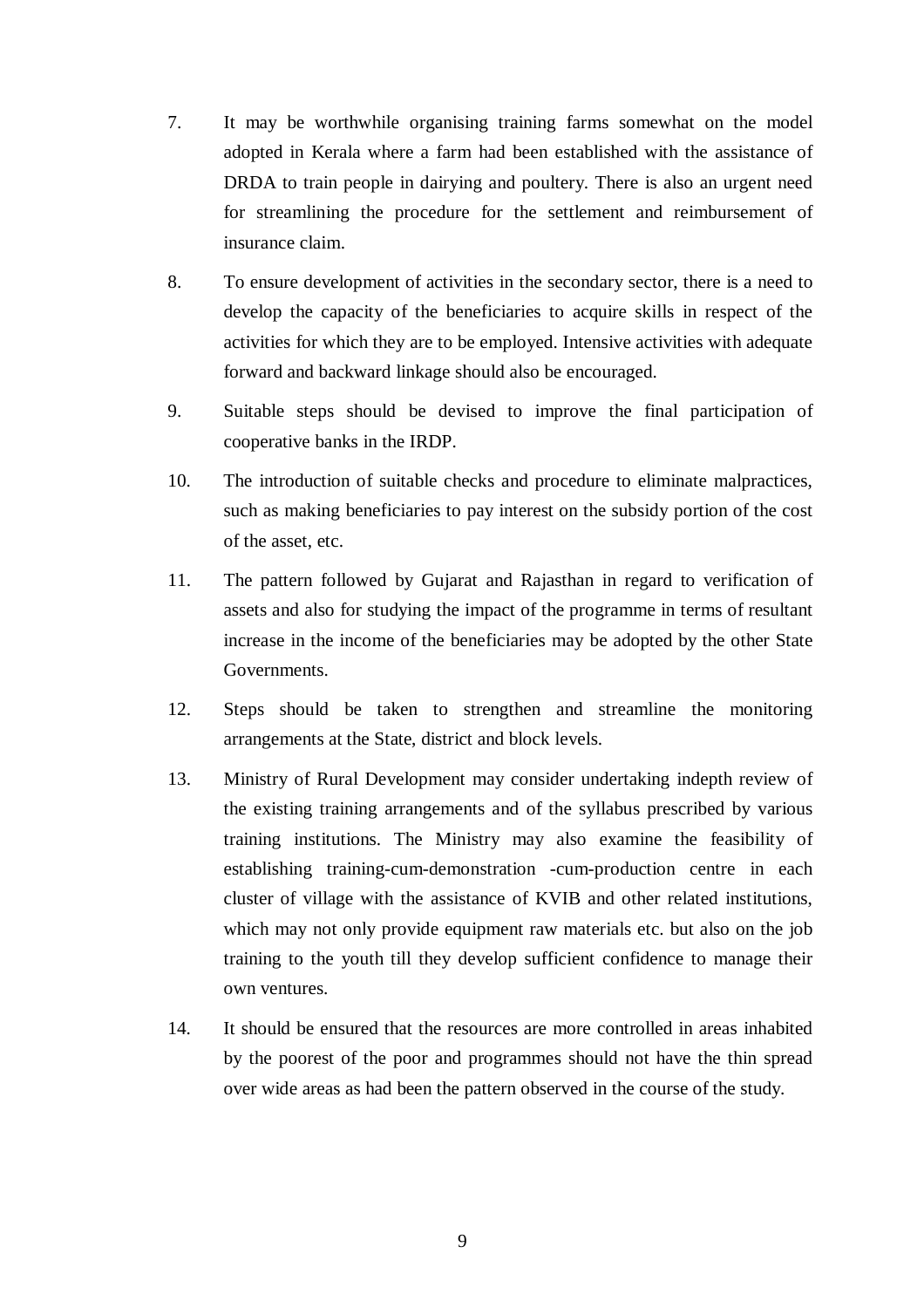7. It may be worthwhile organising training farms somewhat on the model adopted in Kerala where a farm had been established with the assistance of DRDA to train people in dairying and poultery. There is also an urgent need for streamlining the procedure for the settlement and reimbursement of insurance claim.

8. To ensure development of activities in the secondary sector, there is a need to develop the capacity of the beneficiaries to acquire skills in respect of the activities for which they are to be employed. Intensive activities with adequate forward and backward linkage should also be encouraged.

9. Suitable steps should be devised to improve the final participation of cooperative banks in the IRDP.

10. The introduction of suitable checks and procedure to eliminate malpractices, such as making beneficiaries to pay interest on the subsidy portion of the cost of the asset, etc.

11. The pattern followed by Gujarat and Rajasthan in regard to verification of assets and also for studying the impact of the programme in terms of resultant increase in the income of the beneficiaries may be adopted by the other State Governments.

12. Steps should be taken to strengthen and streamline the monitoring arrangements at the State, district and block levels.

13. Ministry of Rural Development may consider undertaking indepth review of the existing training arrangements and of the syllabus prescribed by various training institutions. The Ministry may also examine the feasibility of establishing training-cum-demonstration -cum-production centre in each cluster of village with the assistance of KVIB and other related institutions, which may not only provide equipment raw materials etc. but also on the job training to the youth till they develop sufficient confidence to manage their own ventures.

14. It should be ensured that the resources are more controlled in areas inhabited by the poorest of the poor and programmes should not have the thin spread over wide areas as had been the pattern observed in the course of the study.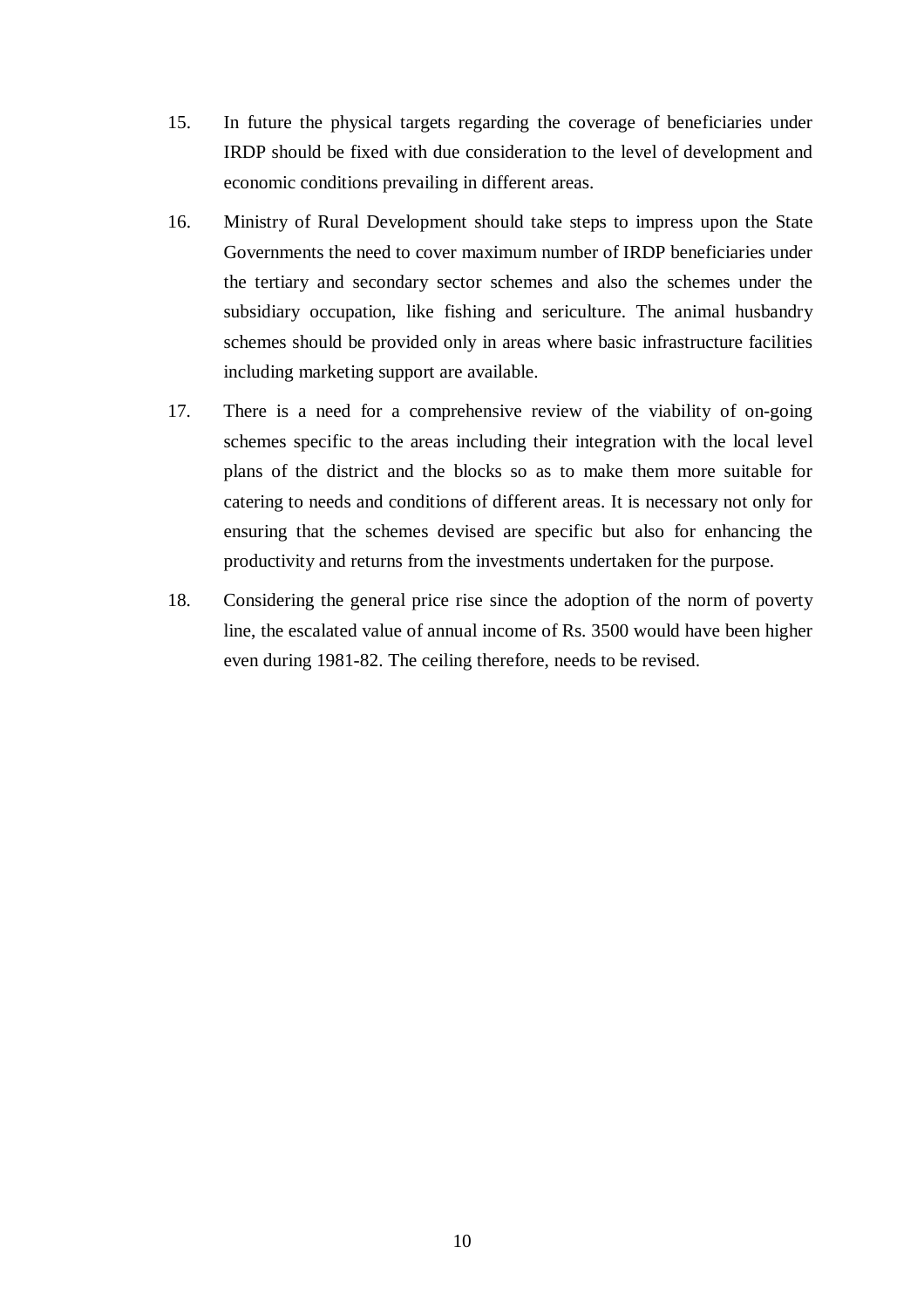15. In future the physical targets regarding the coverage of beneficiaries under IRDP should be fixed with due consideration to the level of development and economic conditions prevailing in different areas.

16. Ministry of Rural Development should take steps to impress upon the State Governments the need to cover maximum number of IRDP beneficiaries under the tertiary and secondary sector schemes and also the schemes under the subsidiary occupation, like fishing and sericulture. The animal husbandry schemes should be provided only in areas where basic infrastructure facilities including marketing support are available.

17. There is a need for a comprehensive review of the viability of on-going schemes specific to the areas including their integration with the local level plans of the district and the blocks so as to make them more suitable for catering to needs and conditions of different areas. It is necessary not only for ensuring that the schemes devised are specific but also for enhancing the productivity and returns from the investments undertaken for the purpose.

18. Considering the general price rise since the adoption of the norm of poverty line, the escalated value of annual income of Rs. 3500 would have been higher even during 1981-82. The ceiling therefore, needs to be revised.